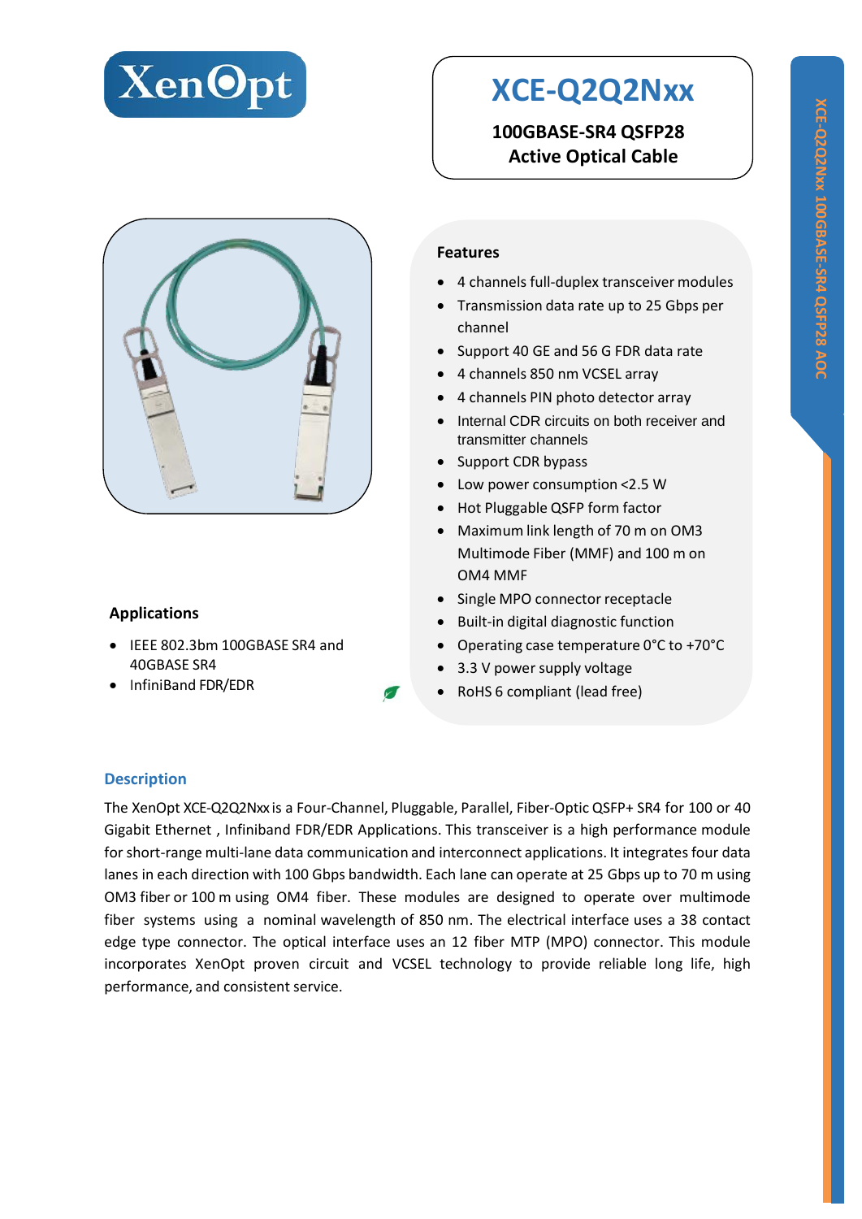# XCE-Q2Q2Nxx

**100GBASE-SR4 QSFP28 Active Optical Cable**

## Features

- 4 channels full-duplex transceiver modules
- Transmission data rate up to 25 Gbps per channel
- Support 40 GE and 56 G FDR data rate
- 4 channels 850 nm VCSEL array
- 4 channels PIN photo detector array
- Internal CDR circuits on both receiver and transmitter channels
- Support CDR bypass
- Low power consumption <2.5 W
- Hot Pluggable QSFP form factor
- Maximum link length of 70 m on OM3 Multimode Fiber (MMF) and 100 m on OM4 MMF
- Single MPO connector receptacle
- Built-in digital diagnostic function
- Operating case temperature 0°C to +70°C
- 3.3 V power supply voltage
- RoHS 6 compliant (lead free)

## Applications

- IEEE 802.3bm 100GBASE SR4 and 40GBASE SR4
- InfiniBand FDR/EDR

## Description

The XenOpt XCE-Q2Q2Nxx is a Four-Channel, Pluggable, Parallel, Fiber-Optic QSFP+ SR4 for 100 or 40 Gigabit Ethernet , Infiniband FDR/EDR Applications. This transceiver is a high performance module for short-range multi-lane data communication and interconnect applications. It integrates four data lanes in each direction with 100 Gbps bandwidth. Each lane can operate at 25 Gbps up to 70 m using OM3 fiber or 100 m using OM4 fiber. These modules are designed to operate over multimode fiber systems using a nominal wavelength of 850 nm. The electrical interface uses a 38 contact edge type connector. The optical interface uses an 12 fiber MTP (MPO) connector. This module incorporates XenOpt proven circuit and VCSEL technology to provide reliable long life, high performance, and consistent service.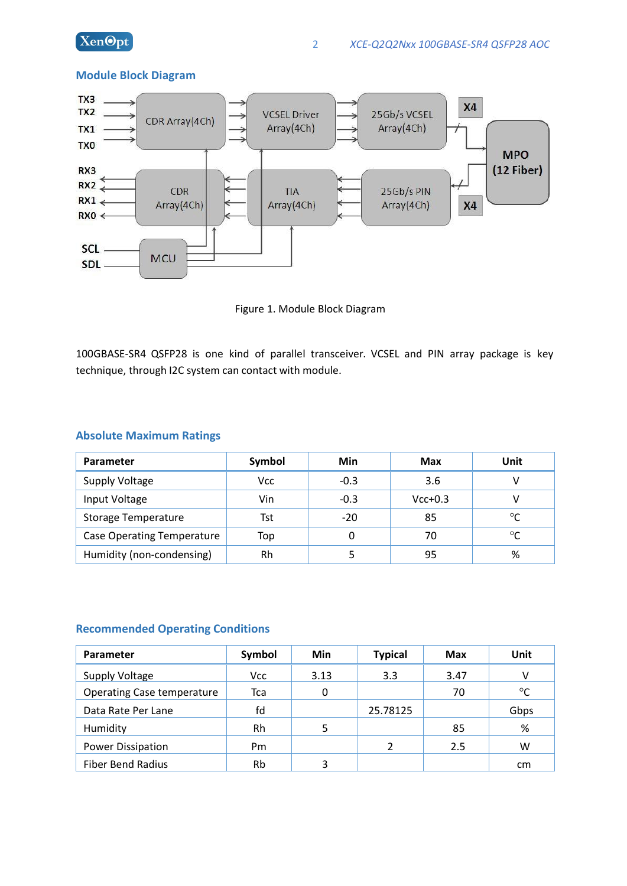## Module Block Diagram

Figure 1. Module Block Diagram

100GBASE-SR4 QSFP28 is one kind of parallel transceiver. VCSEL and PIN array package is key technique, through I2C system can contact with module.

## Absolute Maximum Ratings

| Parameter | Symbol | Min | Max | Unit |
|---|---|---|---|---|
| Supply Voltage | Vcc | -0.3 | 3.6 | V |
| Input Voltage | Vin | -0.3 | Vcc+0.3 | V |
| Storage Temperature | Tst | -20 | 85 | °C |
| Case Operating Temperature | Top | 0 | 70 | °C |
| Humidity (non-condensing) | Rh | 5 | 95 | % |

## Recommended Operating Conditions

| Parameter | Symbol | Min | Typical | Max | Unit |
|---|---|---|---|---|---|
| Supply Voltage | Vcc | 3.13 | 3.3 | 3.47 | V |
| Operating Case temperature | Tca | 0 | | 70 | °C |
| Data Rate Per Lane | fd | | 25.78125 | | Gbps |
| Humidity | Rh | 5 | | 85 | % |
| Power Dissipation | Pm | | 2 | 2.5 | W |
| Fiber Bend Radius | Rb | 3 | | | cm |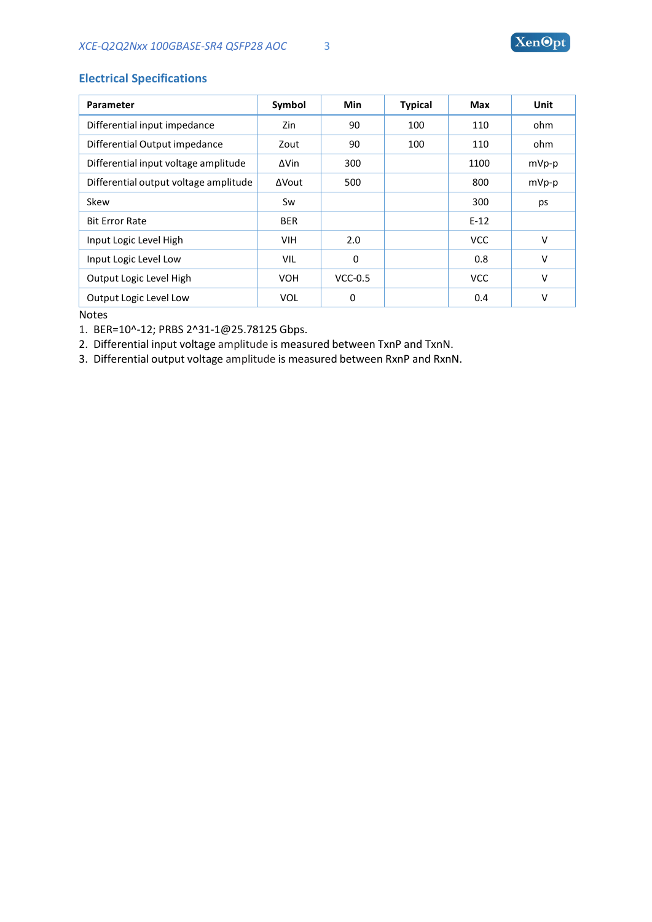## Electrical Specifications

| Parameter | Symbol | Min | Typical | Max | Unit |
|---|---|---|---|---|---|
| Differential input impedance | Zin | 90 | 100 | 110 | ohm |
| Differential Output impedance | Zout | 90 | 100 | 110 | ohm |
| Differential input voltage amplitude | ΔVin | 300 | | 1100 | mVp-p |
| Differential output voltage amplitude | ΔVout | 500 | | 800 | mVp-p |
| Skew | Sw | | | 300 | ps |
| Bit Error Rate | BER | | | E-12 | |
| Input Logic Level High | VIH | 2.0 | | VCC | V |
| Input Logic Level Low | VIL | 0 | | 0.8 | V |
| Output Logic Level High | VOH | VCC-0.5 | | VCC | V |
| Output Logic Level Low | VOL | 0 | | 0.4 | V |

Notes

1. BER=10^-12; PRBS 2^31-1@25.78125 Gbps.
2. Differential input voltage amplitude is measured between TxnP and TxnN.
3. Differential output voltage amplitude is measured between RxnP and RxnN.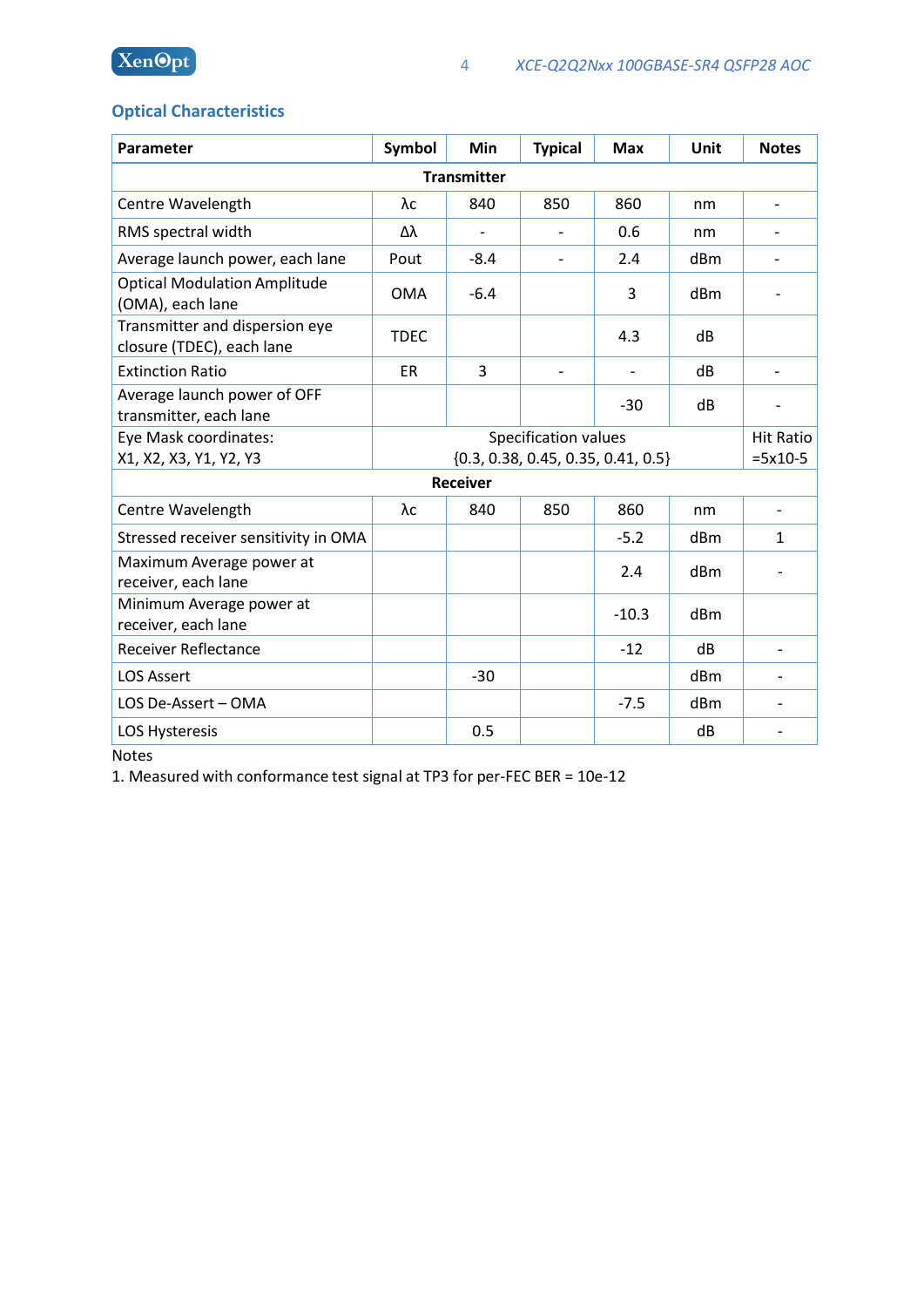## Optical Characteristics

| Parameter | Symbol | Min | Typical | Max | Unit | Notes |
|---|---|---|---|---|---|---|
| **Transmitter** | | | | | | |
| Centre Wavelength | λc | 840 | 850 | 860 | nm | - |
| RMS spectral width | Δλ | - | - | 0.6 | nm | - |
| Average launch power, each lane | Pout | -8.4 | - | 2.4 | dBm | - |
| Optical Modulation Amplitude (OMA), each lane | OMA | -6.4 | | 3 | dBm | - |
| Transmitter and dispersion eye closure (TDEC), each lane | TDEC | | | 4.3 | dB | |
| Extinction Ratio | ER | 3 | - | - | dB | - |
| Average launch power of OFF transmitter, each lane | | | | -30 | dB | - |
| Eye Mask coordinates: X1, X2, X3, Y1, Y2, Y3 | Specification values {0.3, 0.38, 0.45, 0.35, 0.41, 0.5} | | | | | Hit Ratio =5x10-5 |
| **Receiver** | | | | | | |
| Centre Wavelength | λc | 840 | 850 | 860 | nm | - |
| Stressed receiver sensitivity in OMA | | | | -5.2 | dBm | 1 |
| Maximum Average power at receiver, each lane | | | | 2.4 | dBm | - |
| Minimum Average power at receiver, each lane | | | | -10.3 | dBm | |
| Receiver Reflectance | | | | -12 | dB | - |
| LOS Assert | | -30 | | | dBm | - |
| LOS De-Assert – OMA | | | | -7.5 | dBm | - |
| LOS Hysteresis | | 0.5 | | | dB | - |

Notes

1. Measured with conformance test signal at TP3 for per-FEC BER = 10e-12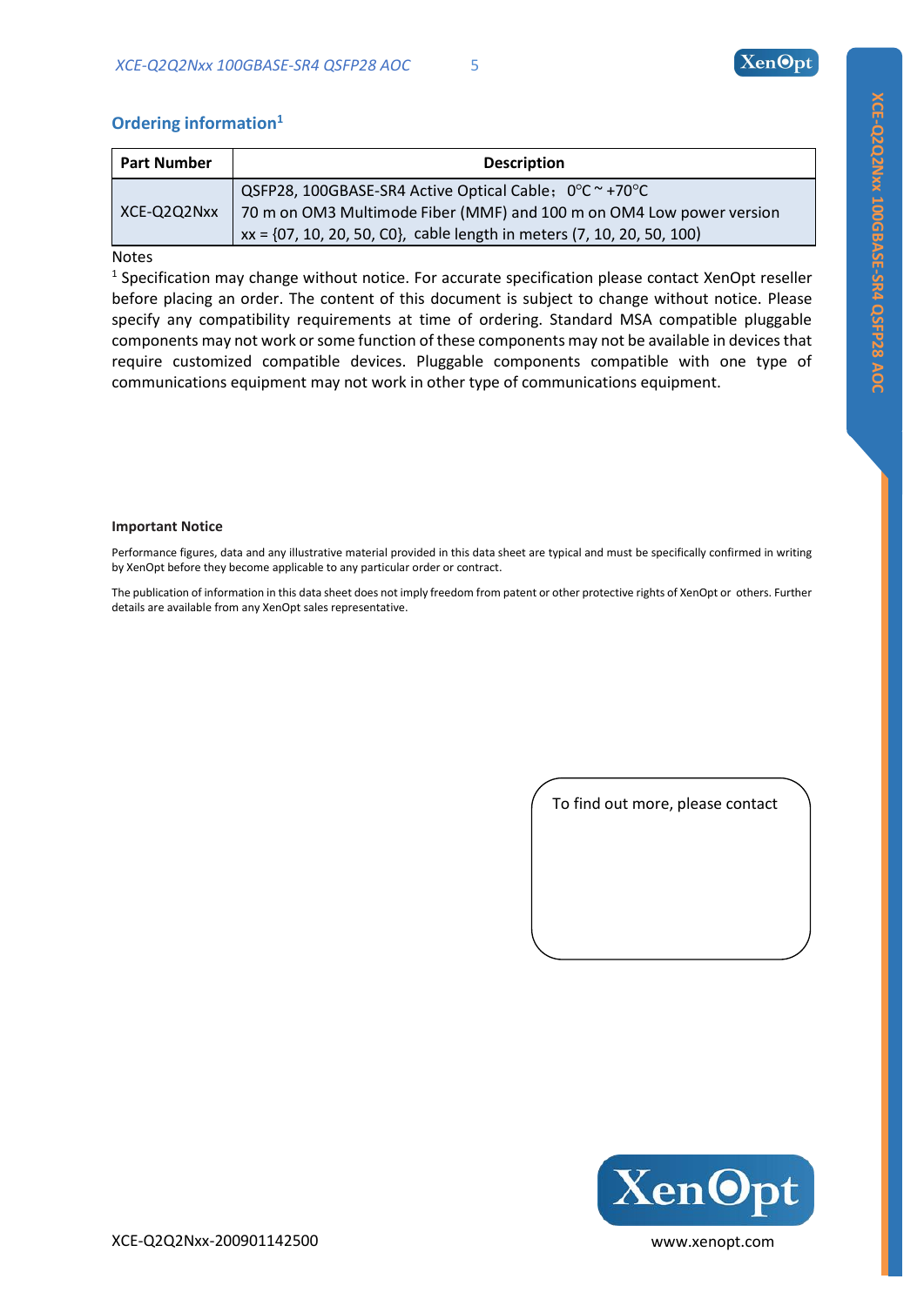## Ordering information[1]

| Part Number | Description |
|---|---|
| XCE-Q2Q2Nxx | QSFP28, 100GBASE-SR4 Active Optical Cable；0°C ~ +70°C<br>70 m on OM3 Multimode Fiber (MMF) and 100 m on OM4 Low power version<br>xx = {07, 10, 20, 50, C0}, cable length in meters (7, 10, 20, 50, 100) |

Notes

[1] Specification may change without notice. For accurate specification please contact XenOpt reseller before placing an order. The content of this document is subject to change without notice. Please specify any compatibility requirements at time of ordering. Standard MSA compatible pluggable components may not work or some function of these components may not be available in devices that require customized compatible devices. Pluggable components compatible with one type of communications equipment may not work in other type of communications equipment.

**Important Notice**

Performance figures, data and any illustrative material provided in this data sheet are typical and must be specifically confirmed in writing by XenOpt before they become applicable to any particular order or contract.

The publication of information in this data sheet does not imply freedom from patent or other protective rights of XenOpt or others. Further details are available from any XenOpt sales representative.

To find out more, please contact

XenOpt

XCE-Q2Q2Nxx-200901142500

www.xenopt.com